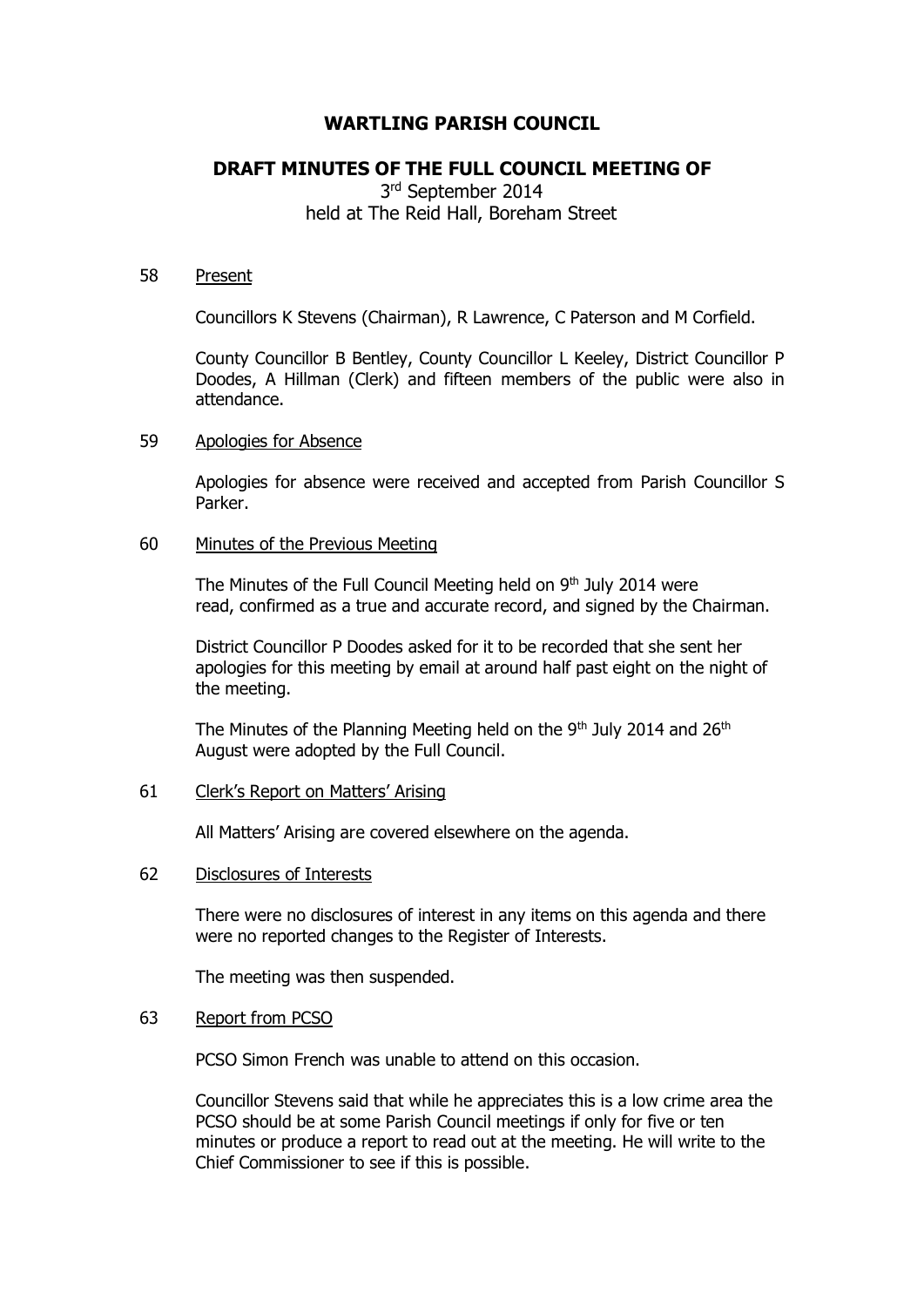# WARTLING PARISH COUNCIL

## DRAFT MINUTES OF THE FULL COUNCIL MEETING OF

3rd September 2014
held at The Reid Hall, Boreham Street

58 Present

Councillors K Stevens (Chairman), R Lawrence, C Paterson and M Corfield.

County Councillor B Bentley, County Councillor L Keeley, District Councillor P Doodes, A Hillman (Clerk) and fifteen members of the public were also in attendance.

59 Apologies for Absence

Apologies for absence were received and accepted from Parish Councillor S Parker.

60 Minutes of the Previous Meeting

The Minutes of the Full Council Meeting held on 9th July 2014 were read, confirmed as a true and accurate record, and signed by the Chairman.

District Councillor P Doodes asked for it to be recorded that she sent her apologies for this meeting by email at around half past eight on the night of the meeting.

The Minutes of the Planning Meeting held on the 9th July 2014 and 26th August were adopted by the Full Council.

61 Clerk's Report on Matters' Arising

All Matters' Arising are covered elsewhere on the agenda.

62 Disclosures of Interests

There were no disclosures of interest in any items on this agenda and there were no reported changes to the Register of Interests.

The meeting was then suspended.

63 Report from PCSO

PCSO Simon French was unable to attend on this occasion.

Councillor Stevens said that while he appreciates this is a low crime area the PCSO should be at some Parish Council meetings if only for five or ten minutes or produce a report to read out at the meeting. He will write to the Chief Commissioner to see if this is possible.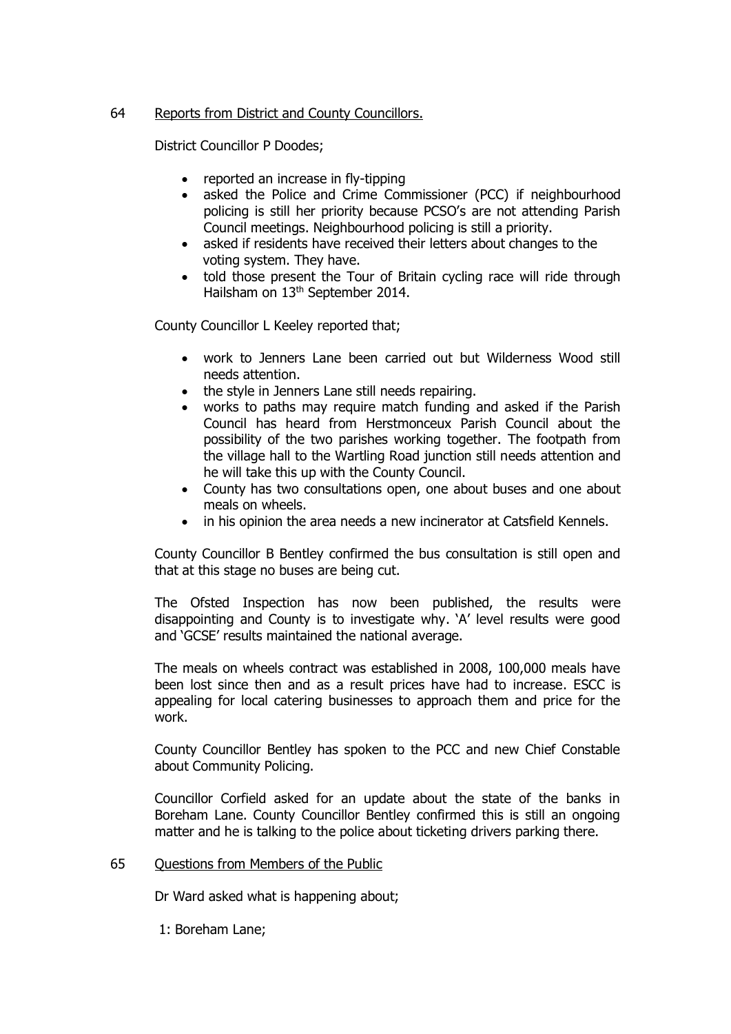64 Reports from District and County Councillors.

District Councillor P Doodes;

- reported an increase in fly-tipping
- asked the Police and Crime Commissioner (PCC) if neighbourhood policing is still her priority because PCSO's are not attending Parish Council meetings. Neighbourhood policing is still a priority.
- asked if residents have received their letters about changes to the voting system. They have.
- told those present the Tour of Britain cycling race will ride through Hailsham on 13th September 2014.

County Councillor L Keeley reported that;

- work to Jenners Lane been carried out but Wilderness Wood still needs attention.
- the style in Jenners Lane still needs repairing.
- works to paths may require match funding and asked if the Parish Council has heard from Herstmonceux Parish Council about the possibility of the two parishes working together. The footpath from the village hall to the Wartling Road junction still needs attention and he will take this up with the County Council.
- County has two consultations open, one about buses and one about meals on wheels.
- in his opinion the area needs a new incinerator at Catsfield Kennels.

County Councillor B Bentley confirmed the bus consultation is still open and that at this stage no buses are being cut.

The Ofsted Inspection has now been published, the results were disappointing and County is to investigate why. 'A' level results were good and 'GCSE' results maintained the national average.

The meals on wheels contract was established in 2008, 100,000 meals have been lost since then and as a result prices have had to increase. ESCC is appealing for local catering businesses to approach them and price for the work.

County Councillor Bentley has spoken to the PCC and new Chief Constable about Community Policing.

Councillor Corfield asked for an update about the state of the banks in Boreham Lane. County Councillor Bentley confirmed this is still an ongoing matter and he is talking to the police about ticketing drivers parking there.

65 Questions from Members of the Public

Dr Ward asked what is happening about;

1: Boreham Lane;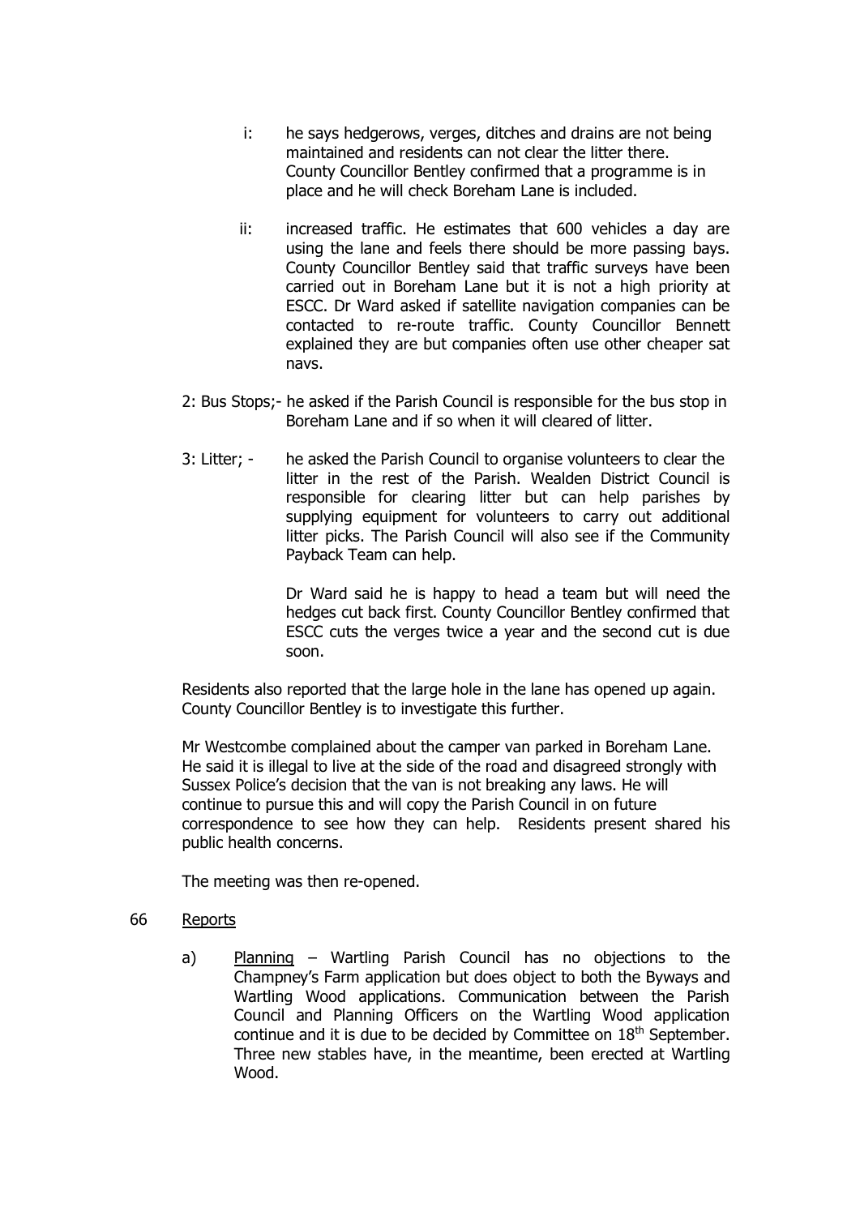i: he says hedgerows, verges, ditches and drains are not being maintained and residents can not clear the litter there. County Councillor Bentley confirmed that a programme is in place and he will check Boreham Lane is included.

ii: increased traffic. He estimates that 600 vehicles a day are using the lane and feels there should be more passing bays. County Councillor Bentley said that traffic surveys have been carried out in Boreham Lane but it is not a high priority at ESCC. Dr Ward asked if satellite navigation companies can be contacted to re-route traffic. County Councillor Bennett explained they are but companies often use other cheaper sat navs.

2: Bus Stops;- he asked if the Parish Council is responsible for the bus stop in Boreham Lane and if so when it will cleared of litter.

3: Litter; - he asked the Parish Council to organise volunteers to clear the litter in the rest of the Parish. Wealden District Council is responsible for clearing litter but can help parishes by supplying equipment for volunteers to carry out additional litter picks. The Parish Council will also see if the Community Payback Team can help.

Dr Ward said he is happy to head a team but will need the hedges cut back first. County Councillor Bentley confirmed that ESCC cuts the verges twice a year and the second cut is due soon.

Residents also reported that the large hole in the lane has opened up again. County Councillor Bentley is to investigate this further.

Mr Westcombe complained about the camper van parked in Boreham Lane. He said it is illegal to live at the side of the road and disagreed strongly with Sussex Police's decision that the van is not breaking any laws. He will continue to pursue this and will copy the Parish Council in on future correspondence to see how they can help. Residents present shared his public health concerns.

The meeting was then re-opened.

66 Reports

a) Planning – Wartling Parish Council has no objections to the Champney's Farm application but does object to both the Byways and Wartling Wood applications. Communication between the Parish Council and Planning Officers on the Wartling Wood application continue and it is due to be decided by Committee on 18th September. Three new stables have, in the meantime, been erected at Wartling Wood.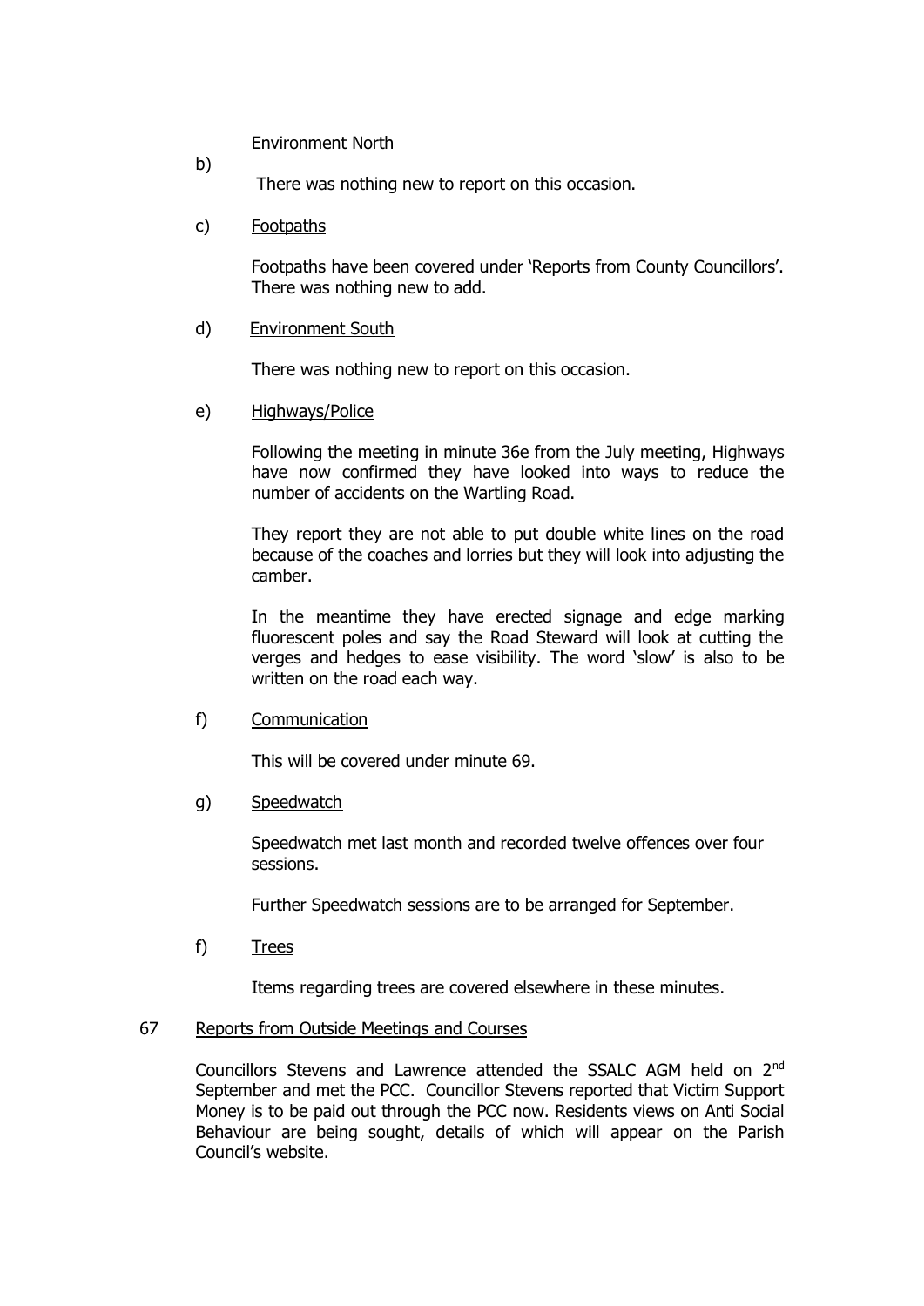b) Environment North

There was nothing new to report on this occasion.

c) Footpaths

Footpaths have been covered under 'Reports from County Councillors'. There was nothing new to add.

d) Environment South

There was nothing new to report on this occasion.

e) Highways/Police

Following the meeting in minute 36e from the July meeting, Highways have now confirmed they have looked into ways to reduce the number of accidents on the Wartling Road.

They report they are not able to put double white lines on the road because of the coaches and lorries but they will look into adjusting the camber.

In the meantime they have erected signage and edge marking fluorescent poles and say the Road Steward will look at cutting the verges and hedges to ease visibility. The word 'slow' is also to be written on the road each way.

f) Communication

This will be covered under minute 69.

g) Speedwatch

Speedwatch met last month and recorded twelve offences over four sessions.

Further Speedwatch sessions are to be arranged for September.

f) Trees

Items regarding trees are covered elsewhere in these minutes.

67 Reports from Outside Meetings and Courses

Councillors Stevens and Lawrence attended the SSALC AGM held on 2nd September and met the PCC. Councillor Stevens reported that Victim Support Money is to be paid out through the PCC now. Residents views on Anti Social Behaviour are being sought, details of which will appear on the Parish Council's website.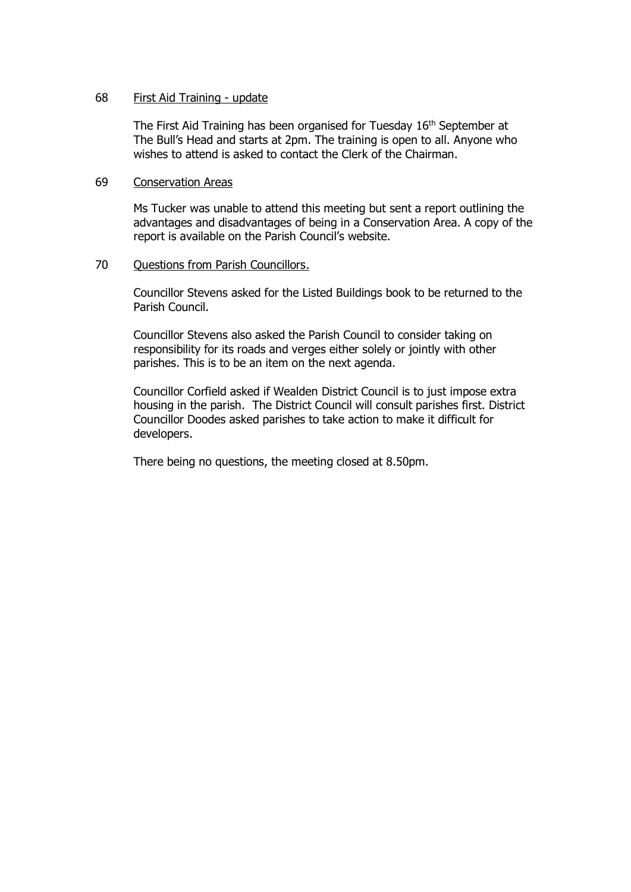68 First Aid Training - update

The First Aid Training has been organised for Tuesday 16th September at The Bull's Head and starts at 2pm. The training is open to all. Anyone who wishes to attend is asked to contact the Clerk of the Chairman.

69 Conservation Areas

Ms Tucker was unable to attend this meeting but sent a report outlining the advantages and disadvantages of being in a Conservation Area. A copy of the report is available on the Parish Council's website.

70 Questions from Parish Councillors.

Councillor Stevens asked for the Listed Buildings book to be returned to the Parish Council.

Councillor Stevens also asked the Parish Council to consider taking on responsibility for its roads and verges either solely or jointly with other parishes. This is to be an item on the next agenda.

Councillor Corfield asked if Wealden District Council is to just impose extra housing in the parish. The District Council will consult parishes first. District Councillor Doodes asked parishes to take action to make it difficult for developers.

There being no questions, the meeting closed at 8.50pm.